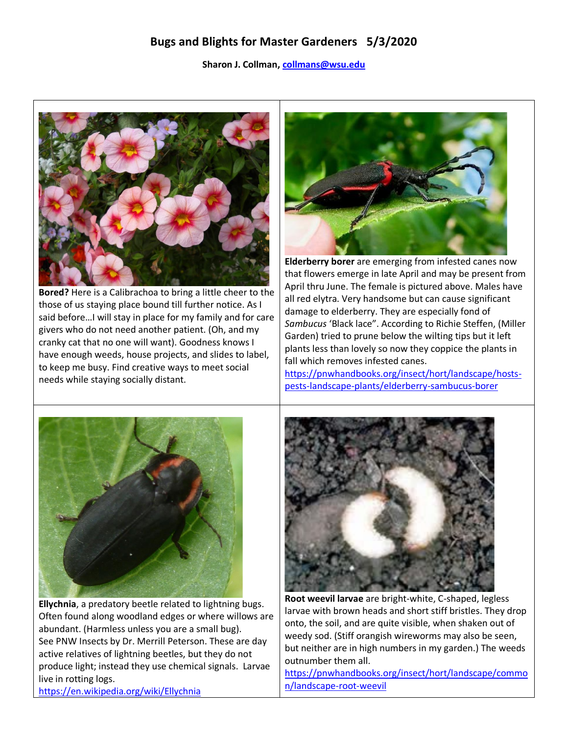# Bugs and Blights for Master Gardeners 5/3/2020

**Sharon J. Collman, collmans@wsu.edu**

**Bored?** Here is a Calibrachoa to bring a little cheer to the those of us staying place bound till further notice. As I said before…I will stay in place for my family and for care givers who do not need another patient. (Oh, and my cranky cat that no one will want). Goodness knows I have enough weeds, house projects, and slides to label, to keep me busy. Find creative ways to meet social needs while staying socially distant.

**Elderberry borer** are emerging from infested canes now that flowers emerge in late April and may be present from April thru June. The female is pictured above. Males have all red elytra. Very handsome but can cause significant damage to elderberry. They are especially fond of *Sambucus* 'Black lace". According to Richie Steffen, (Miller Garden) tried to prune below the wilting tips but it left plants less than lovely so now they coppice the plants in fall which removes infested canes.
https://pnwhandbooks.org/insect/hort/landscape/hosts-pests-landscape-plants/elderberry-sambucus-borer

**Ellychnia**, a predatory beetle related to lightning bugs. Often found along woodland edges or where willows are abundant. (Harmless unless you are a small bug).
See PNW Insects by Dr. Merrill Peterson. These are day active relatives of lightning beetles, but they do not produce light; instead they use chemical signals. Larvae live in rotting logs.
https://en.wikipedia.org/wiki/Ellychnia

**Root weevil larvae** are bright-white, C-shaped, legless larvae with brown heads and short stiff bristles. They drop onto, the soil, and are quite visible, when shaken out of weedy sod. (Stiff orangish wireworms may also be seen, but neither are in high numbers in my garden.) The weeds outnumber them all.
https://pnwhandbooks.org/insect/hort/landscape/common/landscape-root-weevil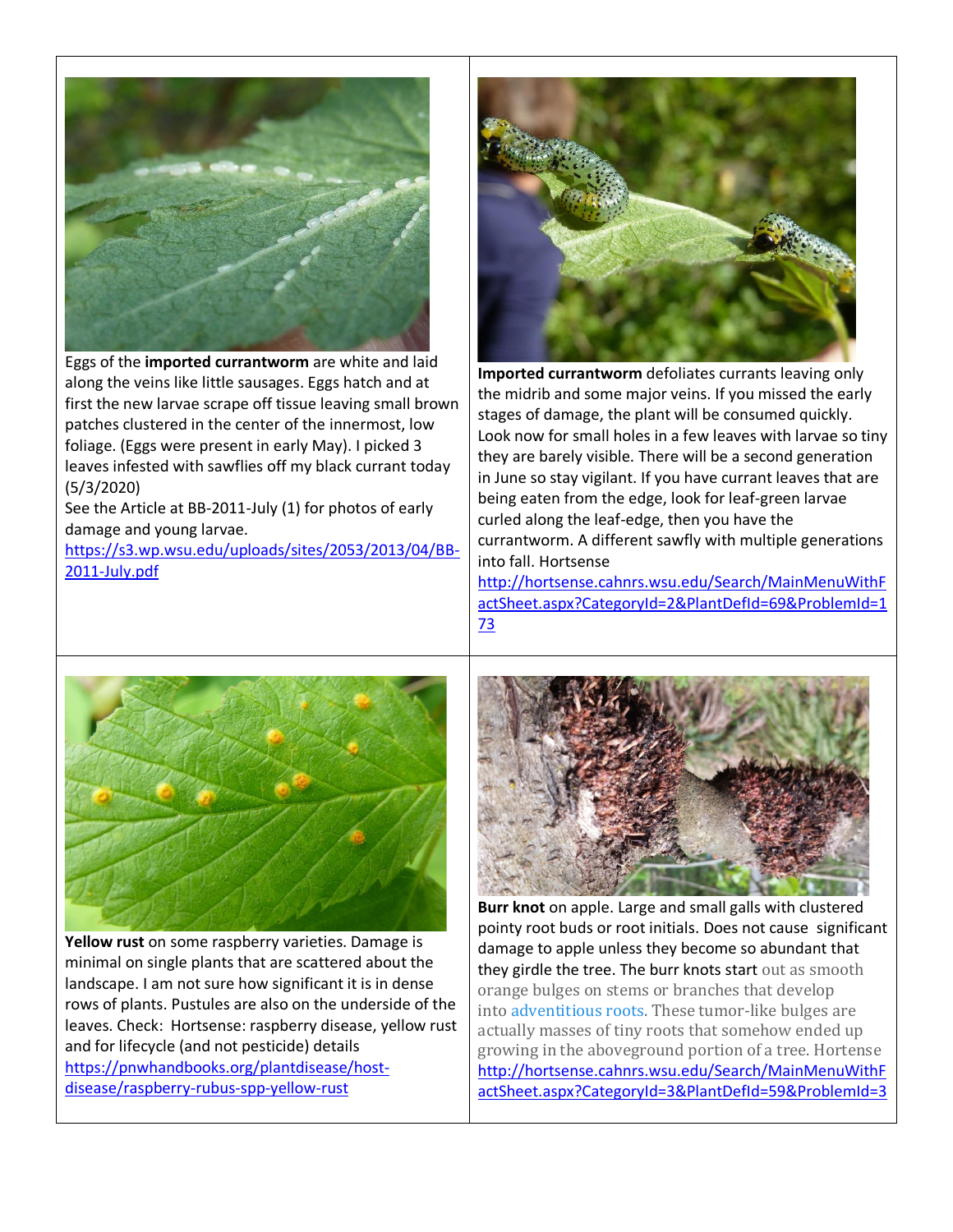Eggs of the **imported currantworm** are white and laid along the veins like little sausages. Eggs hatch and at first the new larvae scrape off tissue leaving small brown patches clustered in the center of the innermost, low foliage. (Eggs were present in early May). I picked 3 leaves infested with sawflies off my black currant today (5/3/2020)

See the Article at BB-2011-July (1) for photos of early damage and young larvae.

https://s3.wp.wsu.edu/uploads/sites/2053/2013/04/BB-2011-July.pdf

**Imported currantworm** defoliates currants leaving only the midrib and some major veins. If you missed the early stages of damage, the plant will be consumed quickly. Look now for small holes in a few leaves with larvae so tiny they are barely visible. There will be a second generation in June so stay vigilant. If you have currant leaves that are being eaten from the edge, look for leaf-green larvae curled along the leaf-edge, then you have the currantworm. A different sawfly with multiple generations into fall. Hortsense

http://hortsense.cahnrs.wsu.edu/Search/MainMenuWithFactSheet.aspx?CategoryId=2&PlantDefId=69&ProblemId=173

**Yellow rust** on some raspberry varieties. Damage is minimal on single plants that are scattered about the landscape. I am not sure how significant it is in dense rows of plants. Pustules are also on the underside of the leaves. Check: Hortsense: raspberry disease, yellow rust and for lifecycle (and not pesticide) details

https://pnwhandbooks.org/plantdisease/host-disease/raspberry-rubus-spp-yellow-rust

**Burr knot** on apple. Large and small galls with clustered pointy root buds or root initials. Does not cause significant damage to apple unless they become so abundant that they girdle the tree. The burr knots start out as smooth orange bulges on stems or branches that develop into adventitious roots. These tumor-like bulges are actually masses of tiny roots that somehow ended up growing in the aboveground portion of a tree. Hortense

http://hortsense.cahnrs.wsu.edu/Search/MainMenuWithFactSheet.aspx?CategoryId=3&PlantDefId=59&ProblemId=3